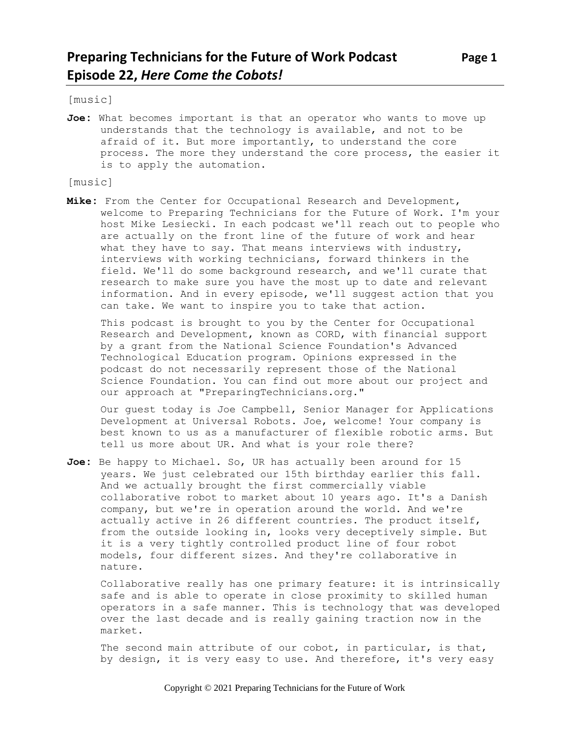[music]

**Joe:** What becomes important is that an operator who wants to move up understands that the technology is available, and not to be afraid of it. But more importantly, to understand the core process. The more they understand the core process, the easier it is to apply the automation.

[music]

**Mike:** From the Center for Occupational Research and Development, welcome to Preparing Technicians for the Future of Work. I'm your host Mike Lesiecki. In each podcast we'll reach out to people who are actually on the front line of the future of work and hear what they have to say. That means interviews with industry, interviews with working technicians, forward thinkers in the field. We'll do some background research, and we'll curate that research to make sure you have the most up to date and relevant information. And in every episode, we'll suggest action that you can take. We want to inspire you to take that action.

This podcast is brought to you by the Center for Occupational Research and Development, known as CORD, with financial support by a grant from the National Science Foundation's Advanced Technological Education program. Opinions expressed in the podcast do not necessarily represent those of the National Science Foundation. You can find out more about our project and our approach at "PreparingTechnicians.org."

Our guest today is Joe Campbell, Senior Manager for Applications Development at Universal Robots. Joe, welcome! Your company is best known to us as a manufacturer of flexible robotic arms. But tell us more about UR. And what is your role there?

**Joe:** Be happy to Michael. So, UR has actually been around for 15 years. We just celebrated our 15th birthday earlier this fall. And we actually brought the first commercially viable collaborative robot to market about 10 years ago. It's a Danish company, but we're in operation around the world. And we're actually active in 26 different countries. The product itself, from the outside looking in, looks very deceptively simple. But it is a very tightly controlled product line of four robot models, four different sizes. And they're collaborative in nature.

Collaborative really has one primary feature: it is intrinsically safe and is able to operate in close proximity to skilled human operators in a safe manner. This is technology that was developed over the last decade and is really gaining traction now in the market.

The second main attribute of our cobot, in particular, is that, by design, it is very easy to use. And therefore, it's very easy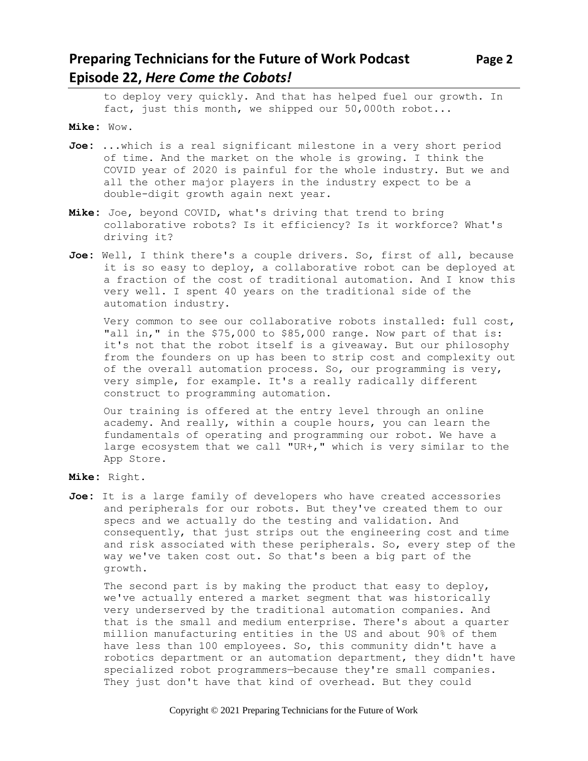to deploy very quickly. And that has helped fuel our growth. In fact, just this month, we shipped our 50,000th robot...

**Mike:** Wow.

**Joe:** ...which is a real significant milestone in a very short period of time. And the market on the whole is growing. I think the COVID year of 2020 is painful for the whole industry. But we and all the other major players in the industry expect to be a double-digit growth again next year.

**Mike:** Joe, beyond COVID, what's driving that trend to bring collaborative robots? Is it efficiency? Is it workforce? What's driving it?

**Joe:** Well, I think there's a couple drivers. So, first of all, because it is so easy to deploy, a collaborative robot can be deployed at a fraction of the cost of traditional automation. And I know this very well. I spent 40 years on the traditional side of the automation industry.

Very common to see our collaborative robots installed: full cost, "all in," in the $75,000 to $85,000 range. Now part of that is: it's not that the robot itself is a giveaway. But our philosophy from the founders on up has been to strip cost and complexity out of the overall automation process. So, our programming is very, very simple, for example. It's a really radically different construct to programming automation.

Our training is offered at the entry level through an online academy. And really, within a couple hours, you can learn the fundamentals of operating and programming our robot. We have a large ecosystem that we call "UR+," which is very similar to the App Store.

**Mike:** Right.

**Joe:** It is a large family of developers who have created accessories and peripherals for our robots. But they've created them to our specs and we actually do the testing and validation. And consequently, that just strips out the engineering cost and time and risk associated with these peripherals. So, every step of the way we've taken cost out. So that's been a big part of the growth.

The second part is by making the product that easy to deploy, we've actually entered a market segment that was historically very underserved by the traditional automation companies. And that is the small and medium enterprise. There's about a quarter million manufacturing entities in the US and about 90% of them have less than 100 employees. So, this community didn't have a robotics department or an automation department, they didn't have specialized robot programmers—because they're small companies. They just don't have that kind of overhead. But they could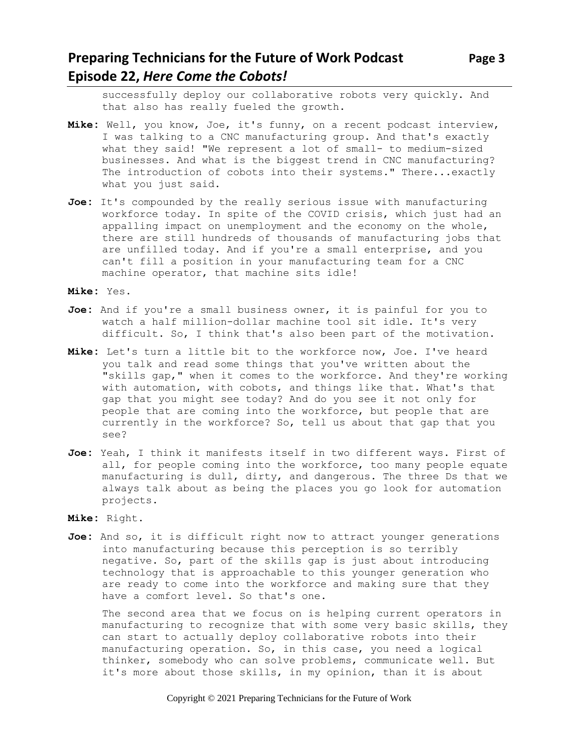successfully deploy our collaborative robots very quickly. And that also has really fueled the growth.

**Mike:** Well, you know, Joe, it's funny, on a recent podcast interview, I was talking to a CNC manufacturing group. And that's exactly what they said! "We represent a lot of small- to medium-sized businesses. And what is the biggest trend in CNC manufacturing? The introduction of cobots into their systems." There...exactly what you just said.

**Joe:** It's compounded by the really serious issue with manufacturing workforce today. In spite of the COVID crisis, which just had an appalling impact on unemployment and the economy on the whole, there are still hundreds of thousands of manufacturing jobs that are unfilled today. And if you're a small enterprise, and you can't fill a position in your manufacturing team for a CNC machine operator, that machine sits idle!

**Mike:** Yes.

**Joe:** And if you're a small business owner, it is painful for you to watch a half million-dollar machine tool sit idle. It's very difficult. So, I think that's also been part of the motivation.

**Mike:** Let's turn a little bit to the workforce now, Joe. I've heard you talk and read some things that you've written about the "skills gap," when it comes to the workforce. And they're working with automation, with cobots, and things like that. What's that gap that you might see today? And do you see it not only for people that are coming into the workforce, but people that are currently in the workforce? So, tell us about that gap that you see?

**Joe:** Yeah, I think it manifests itself in two different ways. First of all, for people coming into the workforce, too many people equate manufacturing is dull, dirty, and dangerous. The three Ds that we always talk about as being the places you go look for automation projects.

**Mike:** Right.

**Joe:** And so, it is difficult right now to attract younger generations into manufacturing because this perception is so terribly negative. So, part of the skills gap is just about introducing technology that is approachable to this younger generation who are ready to come into the workforce and making sure that they have a comfort level. So that's one.

The second area that we focus on is helping current operators in manufacturing to recognize that with some very basic skills, they can start to actually deploy collaborative robots into their manufacturing operation. So, in this case, you need a logical thinker, somebody who can solve problems, communicate well. But it's more about those skills, in my opinion, than it is about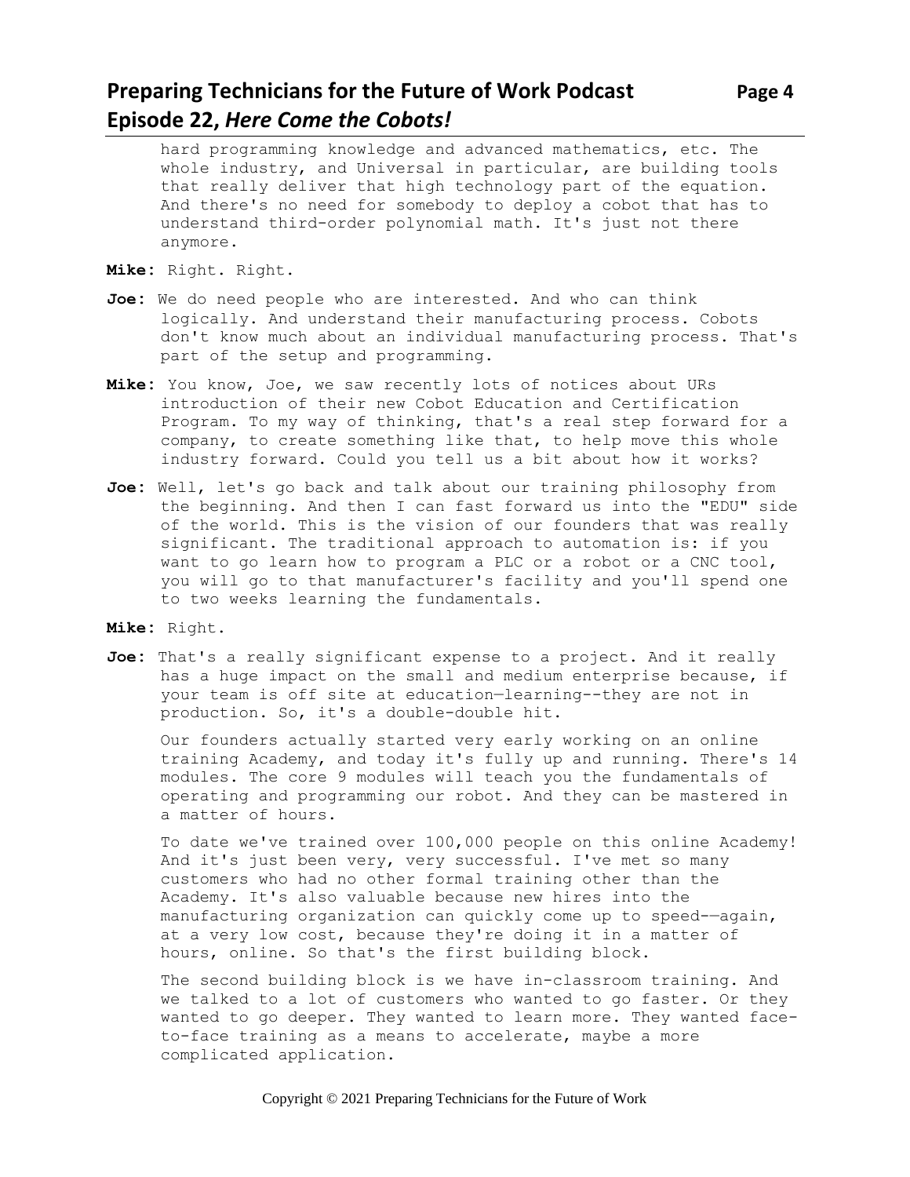hard programming knowledge and advanced mathematics, etc. The whole industry, and Universal in particular, are building tools that really deliver that high technology part of the equation. And there's no need for somebody to deploy a cobot that has to understand third-order polynomial math. It's just not there anymore.

**Mike:** Right. Right.

**Joe:** We do need people who are interested. And who can think logically. And understand their manufacturing process. Cobots don't know much about an individual manufacturing process. That's part of the setup and programming.

**Mike:** You know, Joe, we saw recently lots of notices about URs introduction of their new Cobot Education and Certification Program. To my way of thinking, that's a real step forward for a company, to create something like that, to help move this whole industry forward. Could you tell us a bit about how it works?

**Joe:** Well, let's go back and talk about our training philosophy from the beginning. And then I can fast forward us into the "EDU" side of the world. This is the vision of our founders that was really significant. The traditional approach to automation is: if you want to go learn how to program a PLC or a robot or a CNC tool, you will go to that manufacturer's facility and you'll spend one to two weeks learning the fundamentals.

**Mike:** Right.

**Joe:** That's a really significant expense to a project. And it really has a huge impact on the small and medium enterprise because, if your team is off site at education—learning--they are not in production. So, it's a double-double hit.

Our founders actually started very early working on an online training Academy, and today it's fully up and running. There's 14 modules. The core 9 modules will teach you the fundamentals of operating and programming our robot. And they can be mastered in a matter of hours.

To date we've trained over 100,000 people on this online Academy! And it's just been very, very successful. I've met so many customers who had no other formal training other than the Academy. It's also valuable because new hires into the manufacturing organization can quickly come up to speed-—again, at a very low cost, because they're doing it in a matter of hours, online. So that's the first building block.

The second building block is we have in-classroom training. And we talked to a lot of customers who wanted to go faster. Or they wanted to go deeper. They wanted to learn more. They wanted face-to-face training as a means to accelerate, maybe a more complicated application.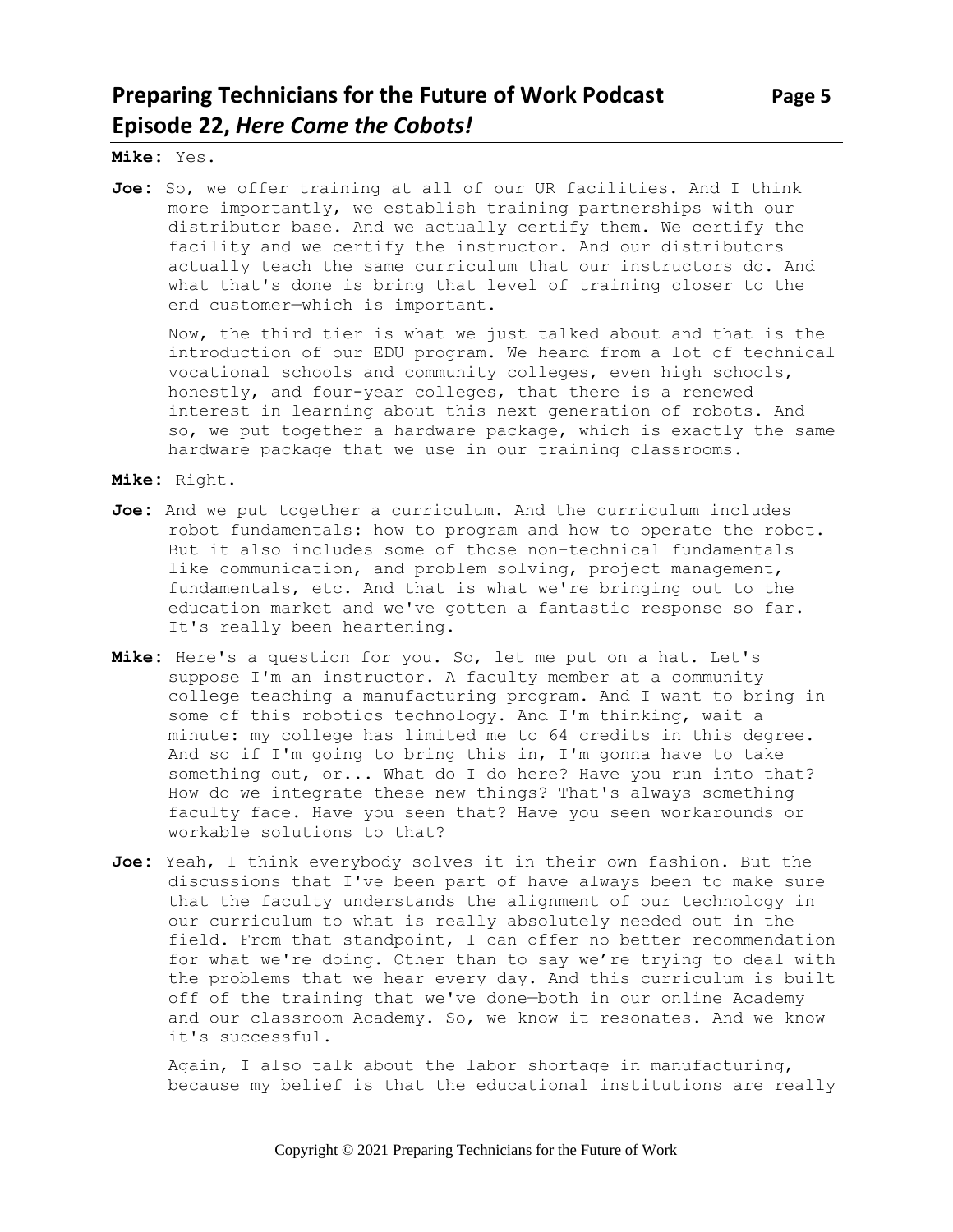**Mike:** Yes.

**Joe:** So, we offer training at all of our UR facilities. And I think more importantly, we establish training partnerships with our distributor base. And we actually certify them. We certify the facility and we certify the instructor. And our distributors actually teach the same curriculum that our instructors do. And what that's done is bring that level of training closer to the end customer—which is important.

Now, the third tier is what we just talked about and that is the introduction of our EDU program. We heard from a lot of technical vocational schools and community colleges, even high schools, honestly, and four-year colleges, that there is a renewed interest in learning about this next generation of robots. And so, we put together a hardware package, which is exactly the same hardware package that we use in our training classrooms.

**Mike:** Right.

**Joe:** And we put together a curriculum. And the curriculum includes robot fundamentals: how to program and how to operate the robot. But it also includes some of those non-technical fundamentals like communication, and problem solving, project management, fundamentals, etc. And that is what we're bringing out to the education market and we've gotten a fantastic response so far. It's really been heartening.

**Mike:** Here's a question for you. So, let me put on a hat. Let's suppose I'm an instructor. A faculty member at a community college teaching a manufacturing program. And I want to bring in some of this robotics technology. And I'm thinking, wait a minute: my college has limited me to 64 credits in this degree. And so if I'm going to bring this in, I'm gonna have to take something out, or... What do I do here? Have you run into that? How do we integrate these new things? That's always something faculty face. Have you seen that? Have you seen workarounds or workable solutions to that?

**Joe:** Yeah, I think everybody solves it in their own fashion. But the discussions that I've been part of have always been to make sure that the faculty understands the alignment of our technology in our curriculum to what is really absolutely needed out in the field. From that standpoint, I can offer no better recommendation for what we're doing. Other than to say we're trying to deal with the problems that we hear every day. And this curriculum is built off of the training that we've done—both in our online Academy and our classroom Academy. So, we know it resonates. And we know it's successful.

Again, I also talk about the labor shortage in manufacturing, because my belief is that the educational institutions are really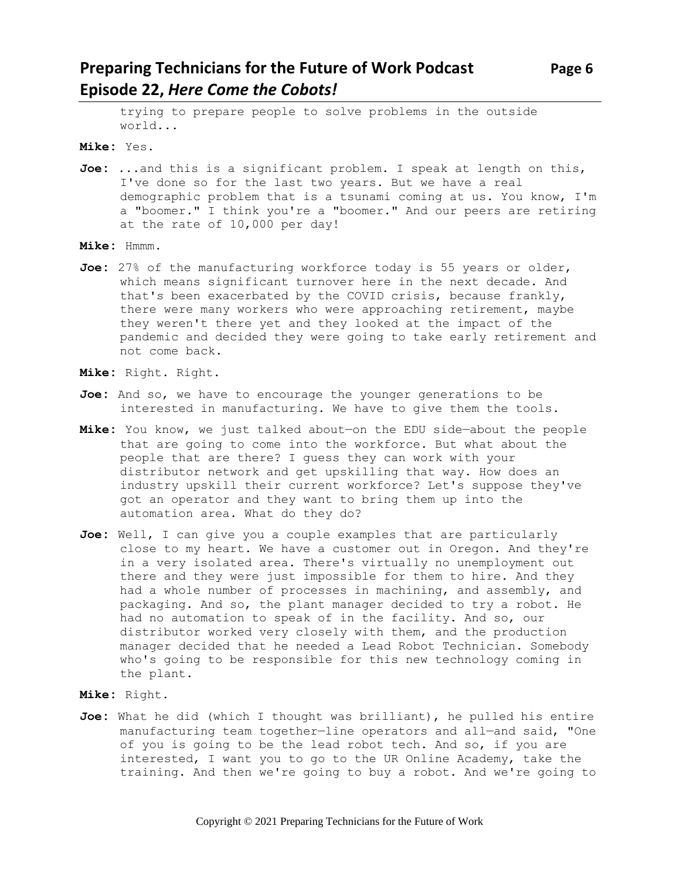trying to prepare people to solve problems in the outside world...

**Mike:** Yes.

**Joe:** ...and this is a significant problem. I speak at length on this, I've done so for the last two years. But we have a real demographic problem that is a tsunami coming at us. You know, I'm a "boomer." I think you're a "boomer." And our peers are retiring at the rate of 10,000 per day!

**Mike:** Hmmm.

**Joe:** 27% of the manufacturing workforce today is 55 years or older, which means significant turnover here in the next decade. And that's been exacerbated by the COVID crisis, because frankly, there were many workers who were approaching retirement, maybe they weren't there yet and they looked at the impact of the pandemic and decided they were going to take early retirement and not come back.

**Mike:** Right. Right.

**Joe:** And so, we have to encourage the younger generations to be interested in manufacturing. We have to give them the tools.

**Mike:** You know, we just talked about—on the EDU side—about the people that are going to come into the workforce. But what about the people that are there? I guess they can work with your distributor network and get upskilling that way. How does an industry upskill their current workforce? Let's suppose they've got an operator and they want to bring them up into the automation area. What do they do?

**Joe:** Well, I can give you a couple examples that are particularly close to my heart. We have a customer out in Oregon. And they're in a very isolated area. There's virtually no unemployment out there and they were just impossible for them to hire. And they had a whole number of processes in machining, and assembly, and packaging. And so, the plant manager decided to try a robot. He had no automation to speak of in the facility. And so, our distributor worked very closely with them, and the production manager decided that he needed a Lead Robot Technician. Somebody who's going to be responsible for this new technology coming in the plant.

**Mike:** Right.

**Joe:** What he did (which I thought was brilliant), he pulled his entire manufacturing team together—line operators and all—and said, "One of you is going to be the lead robot tech. And so, if you are interested, I want you to go to the UR Online Academy, take the training. And then we're going to buy a robot. And we're going to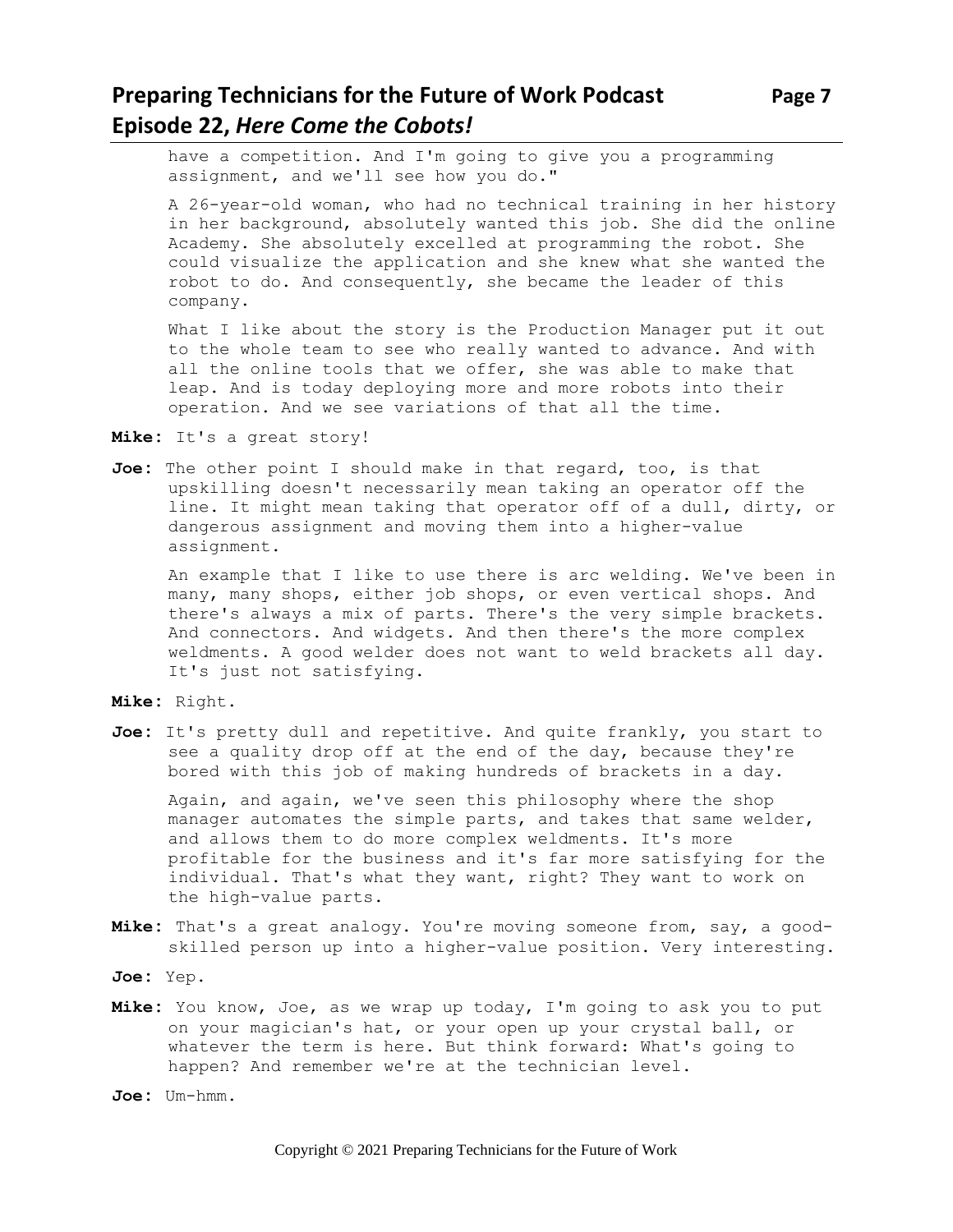have a competition. And I'm going to give you a programming assignment, and we'll see how you do."

A 26-year-old woman, who had no technical training in her history in her background, absolutely wanted this job. She did the online Academy. She absolutely excelled at programming the robot. She could visualize the application and she knew what she wanted the robot to do. And consequently, she became the leader of this company.

What I like about the story is the Production Manager put it out to the whole team to see who really wanted to advance. And with all the online tools that we offer, she was able to make that leap. And is today deploying more and more robots into their operation. And we see variations of that all the time.

**Mike:** It's a great story!

**Joe:** The other point I should make in that regard, too, is that upskilling doesn't necessarily mean taking an operator off the line. It might mean taking that operator off of a dull, dirty, or dangerous assignment and moving them into a higher-value assignment.

An example that I like to use there is arc welding. We've been in many, many shops, either job shops, or even vertical shops. And there's always a mix of parts. There's the very simple brackets. And connectors. And widgets. And then there's the more complex weldments. A good welder does not want to weld brackets all day. It's just not satisfying.

**Mike:** Right.

**Joe:** It's pretty dull and repetitive. And quite frankly, you start to see a quality drop off at the end of the day, because they're bored with this job of making hundreds of brackets in a day.

Again, and again, we've seen this philosophy where the shop manager automates the simple parts, and takes that same welder, and allows them to do more complex weldments. It's more profitable for the business and it's far more satisfying for the individual. That's what they want, right? They want to work on the high-value parts.

**Mike:** That's a great analogy. You're moving someone from, say, a good-skilled person up into a higher-value position. Very interesting.

**Joe:** Yep.

**Mike:** You know, Joe, as we wrap up today, I'm going to ask you to put on your magician's hat, or your open up your crystal ball, or whatever the term is here. But think forward: What's going to happen? And remember we're at the technician level.

**Joe:** Um-hmm.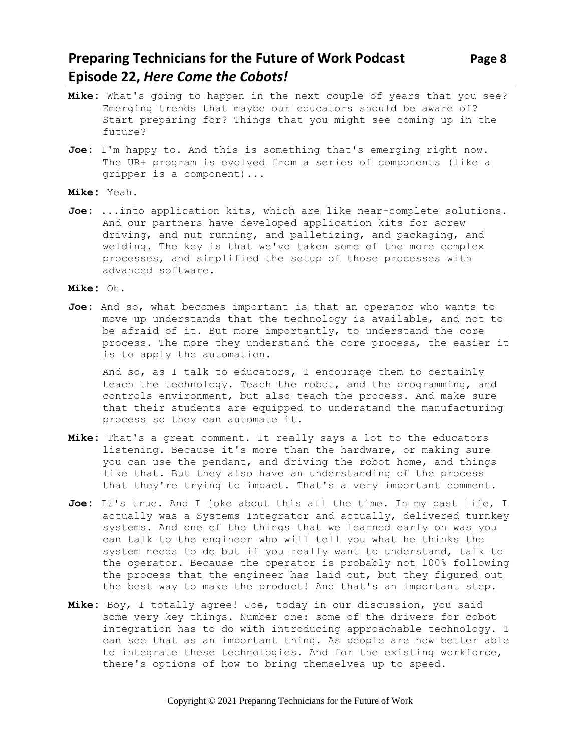**Mike:** What's going to happen in the next couple of years that you see? Emerging trends that maybe our educators should be aware of? Start preparing for? Things that you might see coming up in the future?

**Joe:** I'm happy to. And this is something that's emerging right now. The UR+ program is evolved from a series of components (like a gripper is a component)...

**Mike:** Yeah.

**Joe:** ...into application kits, which are like near-complete solutions. And our partners have developed application kits for screw driving, and nut running, and palletizing, and packaging, and welding. The key is that we've taken some of the more complex processes, and simplified the setup of those processes with advanced software.

**Mike:** Oh.

**Joe:** And so, what becomes important is that an operator who wants to move up understands that the technology is available, and not to be afraid of it. But more importantly, to understand the core process. The more they understand the core process, the easier it is to apply the automation.

And so, as I talk to educators, I encourage them to certainly teach the technology. Teach the robot, and the programming, and controls environment, but also teach the process. And make sure that their students are equipped to understand the manufacturing process so they can automate it.

**Mike:** That's a great comment. It really says a lot to the educators listening. Because it's more than the hardware, or making sure you can use the pendant, and driving the robot home, and things like that. But they also have an understanding of the process that they're trying to impact. That's a very important comment.

**Joe:** It's true. And I joke about this all the time. In my past life, I actually was a Systems Integrator and actually, delivered turnkey systems. And one of the things that we learned early on was you can talk to the engineer who will tell you what he thinks the system needs to do but if you really want to understand, talk to the operator. Because the operator is probably not 100% following the process that the engineer has laid out, but they figured out the best way to make the product! And that's an important step.

**Mike:** Boy, I totally agree! Joe, today in our discussion, you said some very key things. Number one: some of the drivers for cobot integration has to do with introducing approachable technology. I can see that as an important thing. As people are now better able to integrate these technologies. And for the existing workforce, there's options of how to bring themselves up to speed.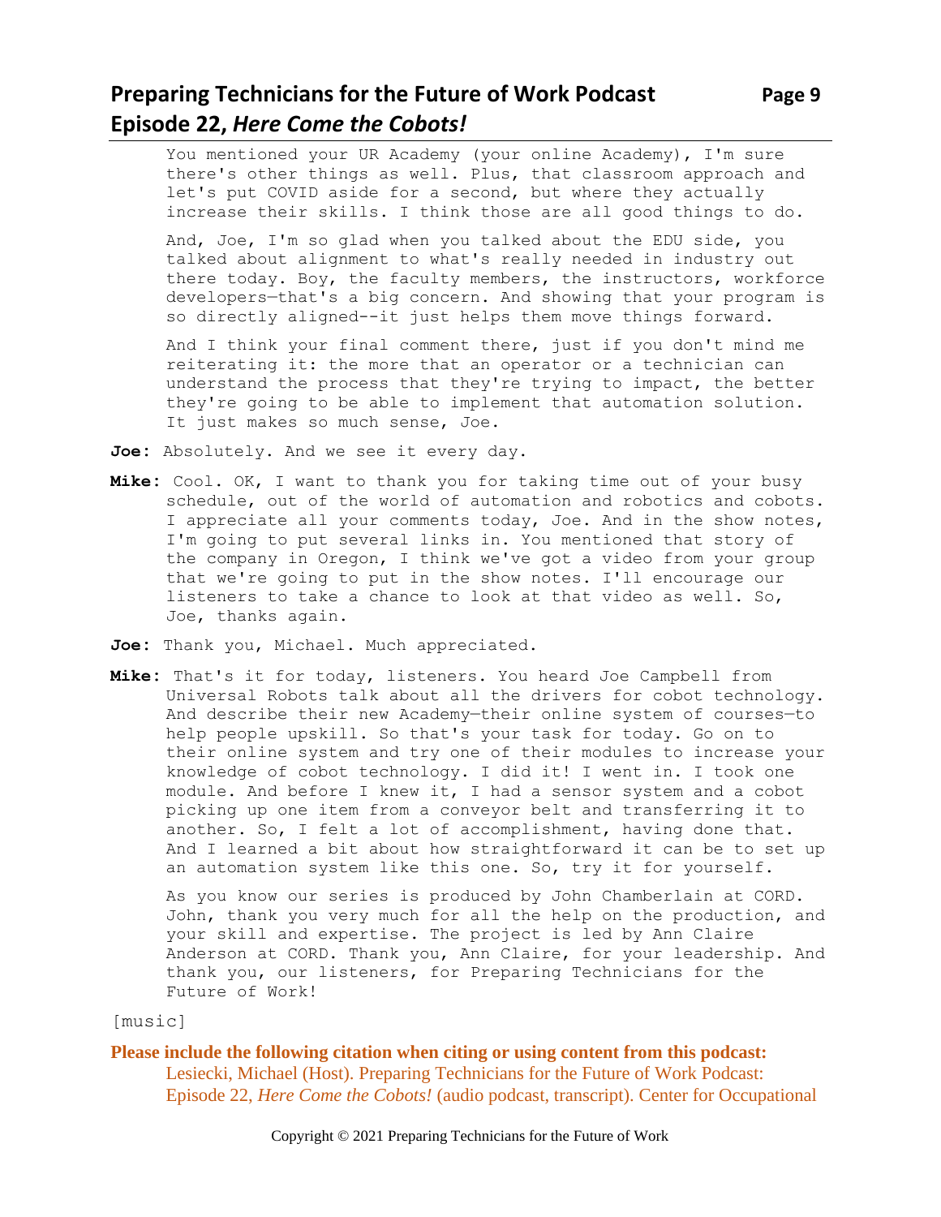You mentioned your UR Academy (your online Academy), I'm sure there's other things as well. Plus, that classroom approach and let's put COVID aside for a second, but where they actually increase their skills. I think those are all good things to do.

And, Joe, I'm so glad when you talked about the EDU side, you talked about alignment to what's really needed in industry out there today. Boy, the faculty members, the instructors, workforce developers—that's a big concern. And showing that your program is so directly aligned--it just helps them move things forward.

And I think your final comment there, just if you don't mind me reiterating it: the more that an operator or a technician can understand the process that they're trying to impact, the better they're going to be able to implement that automation solution. It just makes so much sense, Joe.

**Joe:** Absolutely. And we see it every day.

**Mike:** Cool. OK, I want to thank you for taking time out of your busy schedule, out of the world of automation and robotics and cobots. I appreciate all your comments today, Joe. And in the show notes, I'm going to put several links in. You mentioned that story of the company in Oregon, I think we've got a video from your group that we're going to put in the show notes. I'll encourage our listeners to take a chance to look at that video as well. So, Joe, thanks again.

**Joe:** Thank you, Michael. Much appreciated.

**Mike:** That's it for today, listeners. You heard Joe Campbell from Universal Robots talk about all the drivers for cobot technology. And describe their new Academy—their online system of courses—to help people upskill. So that's your task for today. Go on to their online system and try one of their modules to increase your knowledge of cobot technology. I did it! I went in. I took one module. And before I knew it, I had a sensor system and a cobot picking up one item from a conveyor belt and transferring it to another. So, I felt a lot of accomplishment, having done that. And I learned a bit about how straightforward it can be to set up an automation system like this one. So, try it for yourself.

As you know our series is produced by John Chamberlain at CORD. John, thank you very much for all the help on the production, and your skill and expertise. The project is led by Ann Claire Anderson at CORD. Thank you, Ann Claire, for your leadership. And thank you, our listeners, for Preparing Technicians for the Future of Work!

[music]

**Please include the following citation when citing or using content from this podcast:**

Lesiecki, Michael (Host). Preparing Technicians for the Future of Work Podcast: Episode 22, *Here Come the Cobots!* (audio podcast, transcript). Center for Occupational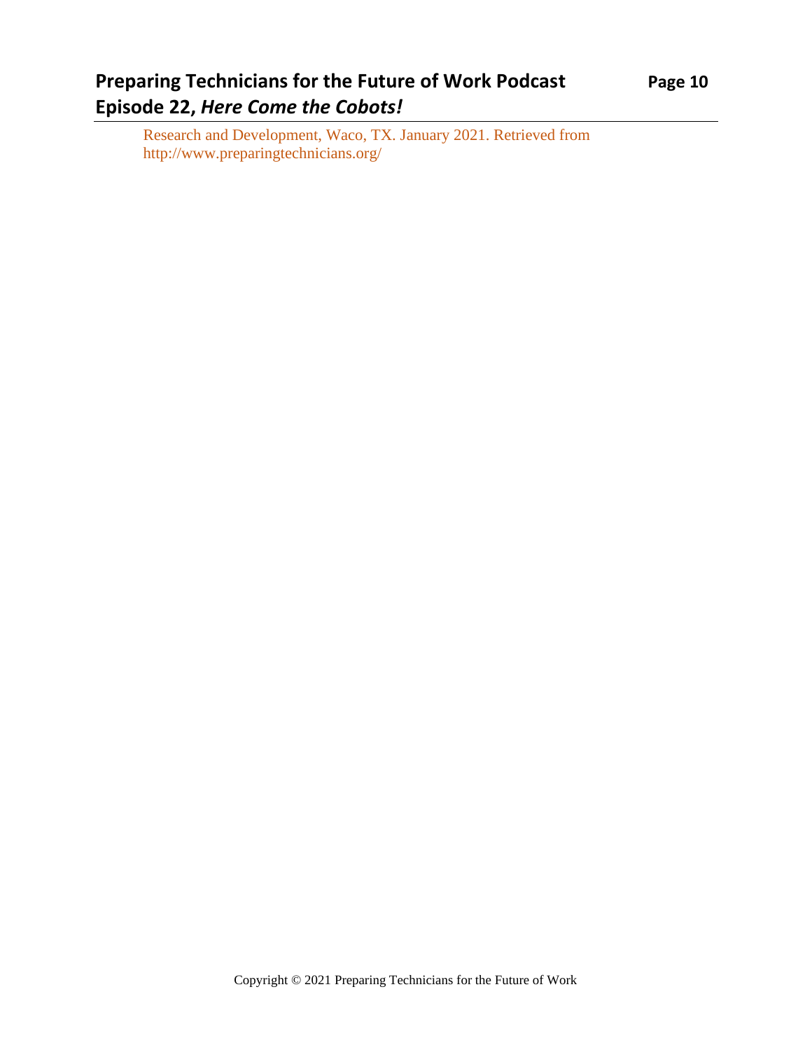Research and Development, Waco, TX. January 2021. Retrieved from http://www.preparingtechnicians.org/